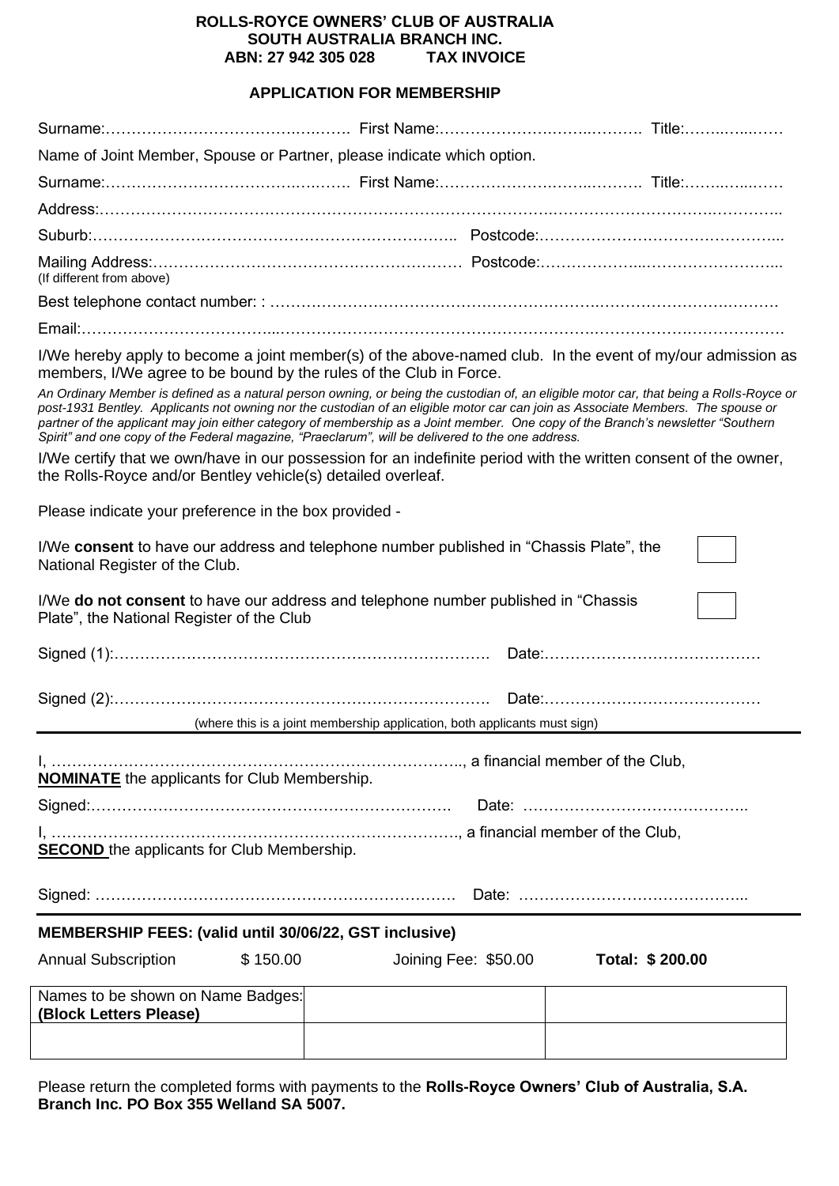**ROLLS-ROYCE OWNERS' CLUB OF AUSTRALIA**
**SOUTH AUSTRALIA BRANCH INC.**
**ABN: 27 942 305 028 TAX INVOICE**

## APPLICATION FOR MEMBERSHIP

Surname:………………………………….….……. First Name:…………………….…….………. Title:……..…...……

Name of Joint Member, Spouse or Partner, please indicate which option.

Surname:………………………………….….……. First Name:…………………….…….………. Title:……..…...……

Address:……………………………………………………………………………………………………………………..

Suburb:…………………………………………………………………….. Postcode:…………………………………….....

Mailing Address:……………………………………………………… Postcode:………………...……………………...
(If different from above)

Best telephone contact number: : ……………………………………………………………………………………………

Email:………………………………...……………………………………………………………………………………….

I/We hereby apply to become a joint member(s) of the above-named club. In the event of my/our admission as members, I/We agree to be bound by the rules of the Club in Force.

*An Ordinary Member is defined as a natural person owning, or being the custodian of, an eligible motor car, that being a Rolls-Royce or post-1931 Bentley. Applicants not owning nor the custodian of an eligible motor car can join as Associate Members. The spouse or partner of the applicant may join either category of membership as a Joint member. One copy of the Branch's newsletter "Southern Spirit" and one copy of the Federal magazine, "Praeclarum", will be delivered to the one address.*

I/We certify that we own/have in our possession for an indefinite period with the written consent of the owner, the Rolls-Royce and/or Bentley vehicle(s) detailed overleaf.

Please indicate your preference in the box provided -

I/We **consent** to have our address and telephone number published in "Chassis Plate", the National Register of the Club. ☐

I/We **do not consent** to have our address and telephone number published in "Chassis Plate", the National Register of the Club ☐

Signed (1):………………………………………………………………. Date:……………………………………

Signed (2):………………………………………………………………. Date:……………………………………

(where this is a joint membership application, both applicants must sign)

---

I, ………………………………………………………………….., a financial member of the Club,
**NOMINATE** the applicants for Club Membership.

Signed:……………………………………………………………. Date: ……………………………………..

I, …………………………………………………………………., a financial member of the Club,
**SECOND** the applicants for Club Membership.

Signed: ……………………………………………………………. Date: ……………………………………...

---

**MEMBERSHIP FEES: (valid until 30/06/22, GST inclusive)**

Annual Subscription $ 150.00 Joining Fee: $50.00 **Total: $ 200.00**

| Names to be shown on Name Badges: **(Block Letters Please)** | | |
|---|---|---|
| | | |

Please return the completed forms with payments to the **Rolls-Royce Owners' Club of Australia, S.A. Branch Inc. PO Box 355 Welland SA 5007.**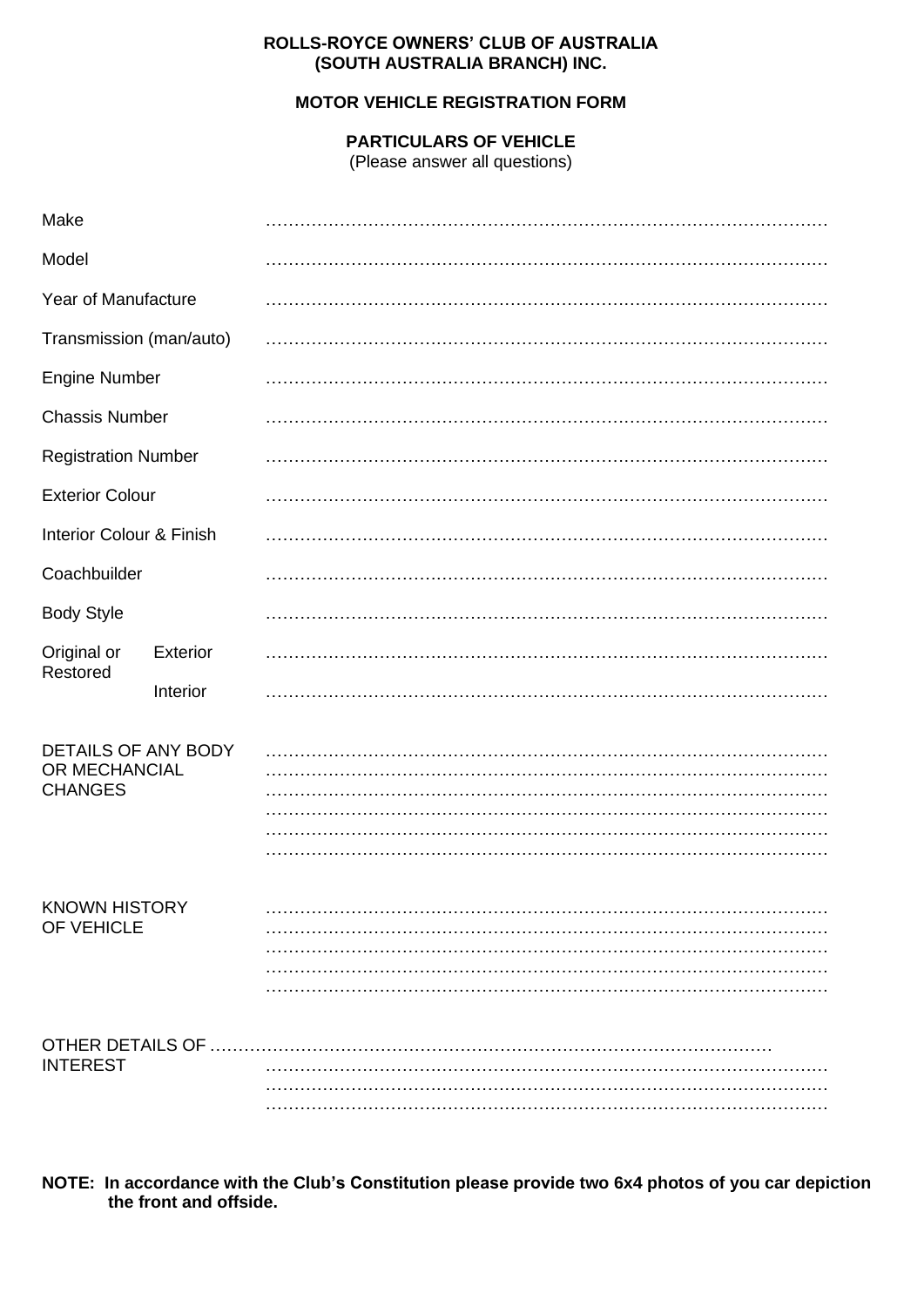**ROLLS-ROYCE OWNERS' CLUB OF AUSTRALIA**
**(SOUTH AUSTRALIA BRANCH) INC.**

**MOTOR VEHICLE REGISTRATION FORM**

**PARTICULARS OF VEHICLE**
(Please answer all questions)

| | | |
|---|---|---|
| Make | | ………………………………………………………………………………… |
| Model | | ………………………………………………………………………………… |
| Year of Manufacture | | ………………………………………………………………………………… |
| Transmission (man/auto) | | ………………………………………………………………………………… |
| Engine Number | | ………………………………………………………………………………… |
| Chassis Number | | ………………………………………………………………………………… |
| Registration Number | | ………………………………………………………………………………… |
| Exterior Colour | | ………………………………………………………………………………… |
| Interior Colour & Finish | | ………………………………………………………………………………… |
| Coachbuilder | | ………………………………………………………………………………… |
| Body Style | | ………………………………………………………………………………… |
| Original or Restored | Exterior | ………………………………………………………………………………… |
| | Interior | ………………………………………………………………………………… |

DETAILS OF ANY BODY OR MECHANICAL CHANGES
…………………………………………………………………………………
…………………………………………………………………………………
…………………………………………………………………………………
…………………………………………………………………………………
…………………………………………………………………………………
…………………………………………………………………………………

KNOWN HISTORY OF VEHICLE
…………………………………………………………………………………
…………………………………………………………………………………
…………………………………………………………………………………
…………………………………………………………………………………
…………………………………………………………………………………

OTHER DETAILS OF INTEREST …………………………………………………………………………………
…………………………………………………………………………………
…………………………………………………………………………………
…………………………………………………………………………………

**NOTE: In accordance with the Club's Constitution please provide two 6x4 photos of you car depiction the front and offside.**